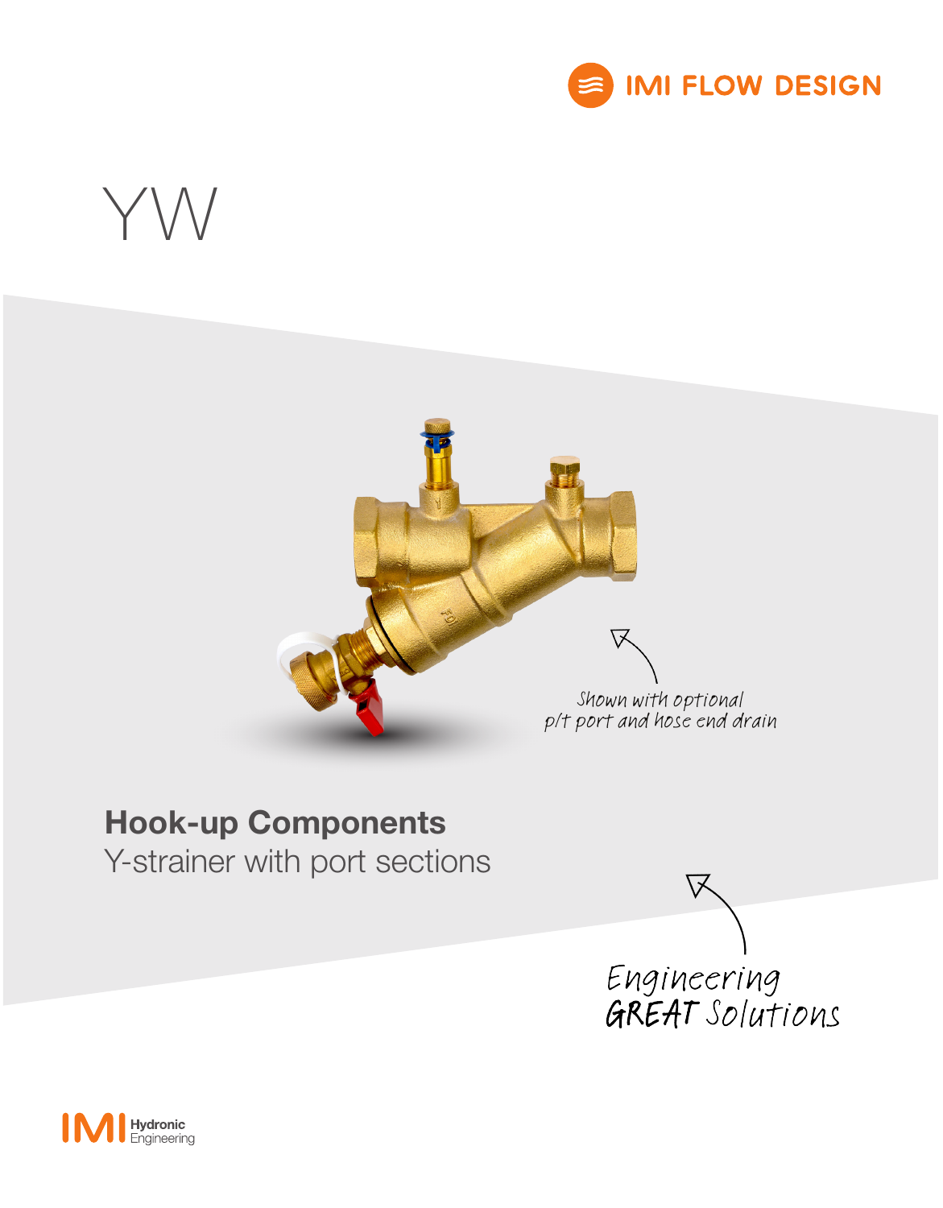IMI FLOW DESIGN

# YW

Shown with optional p/t port and hose end drain

## Hook-up Components

Y-strainer with port sections

Engineering **GREAT** Solutions

IMI Hydronic Engineering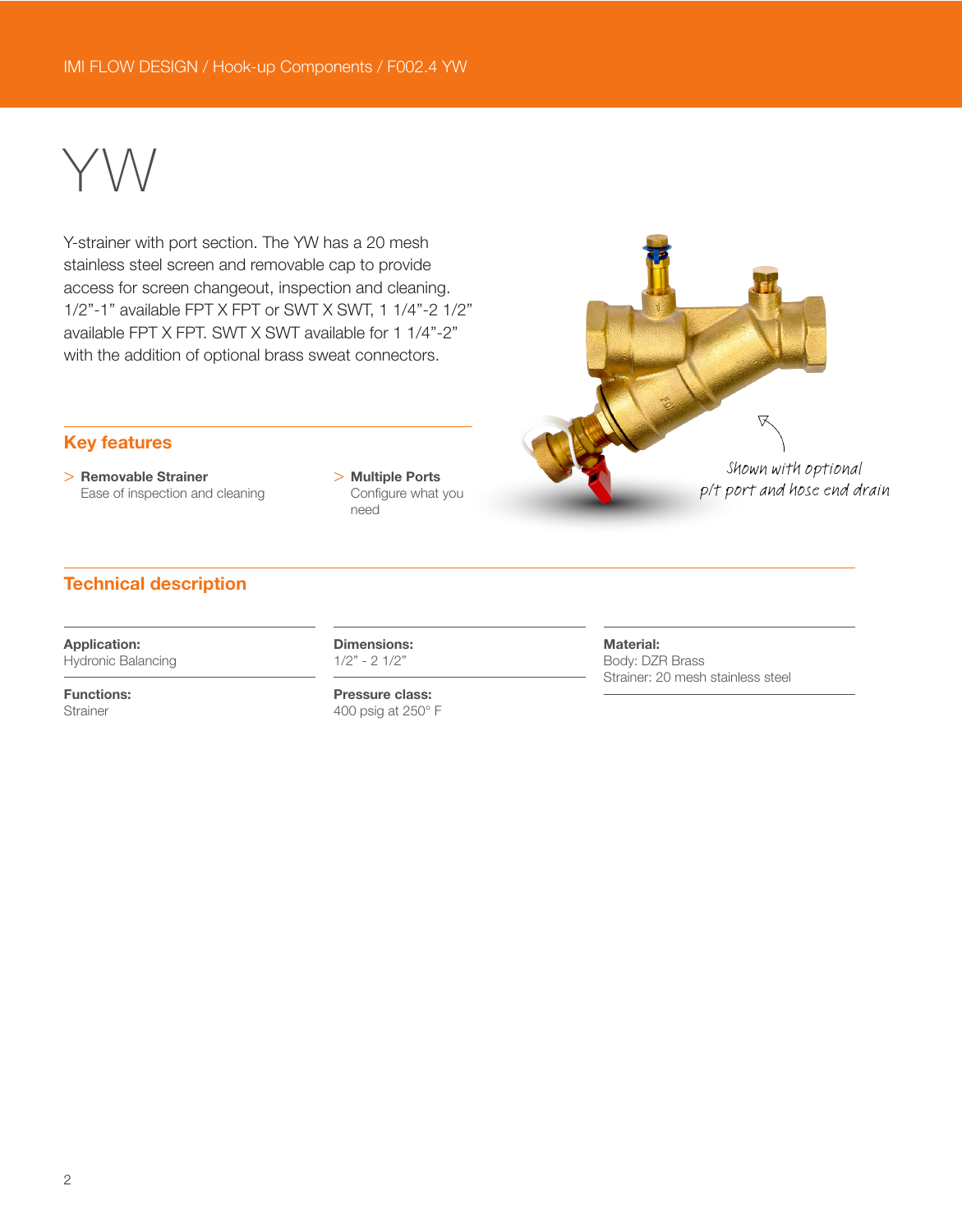# YW

Y-strainer with port section. The YW has a 20 mesh stainless steel screen and removable cap to provide access for screen changeout, inspection and cleaning. 1/2”-1” available FPT X FPT or SWT X SWT, 1 1/4”-2 1/2” available FPT X FPT. SWT X SWT available for 1 1/4”-2” with the addition of optional brass sweat connectors.

Shown with optional p/t port and hose end drain

## Key features

> **Removable Strainer**
> Ease of inspection and cleaning

> **Multiple Ports**
> Configure what you need

## Technical description

**Application:**
Hydronic Balancing

**Functions:**
Strainer

**Dimensions:**
1/2” - 2 1/2”

**Pressure class:**
400 psig at 250° F

**Material:**
Body: DZR Brass
Strainer: 20 mesh stainless steel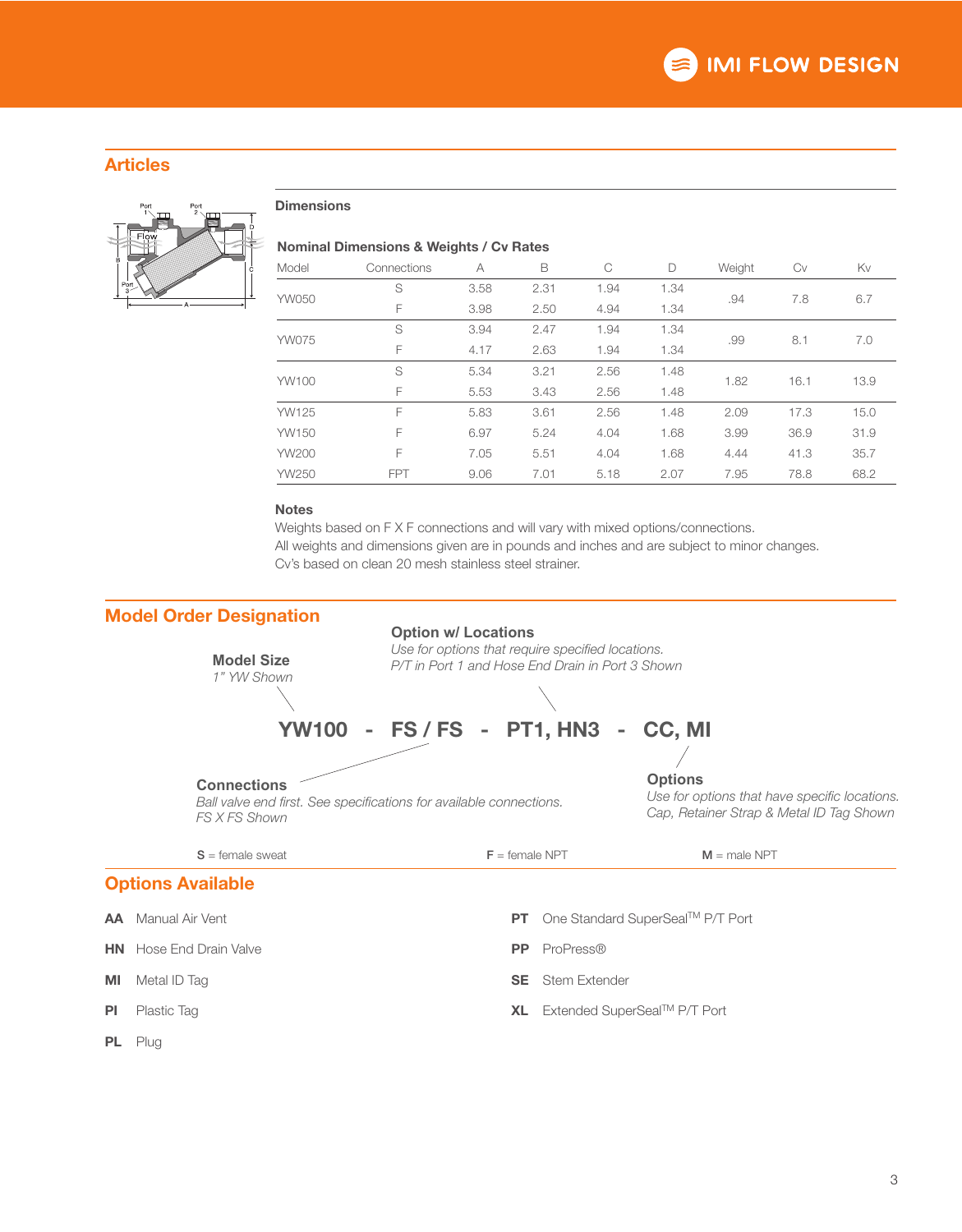## Articles

### Dimensions

**Nominal Dimensions & Weights / Cv Rates**

| Model | Connections | A | B | C | D | Weight | Cv | Kv |
|---|---|---|---|---|---|---|---|---|
| YW050 | S | 3.58 | 2.31 | 1.94 | 1.34 | .94 | 7.8 | 6.7 |
| | F | 3.98 | 2.50 | 4.94 | 1.34 | | | |
| YW075 | S | 3.94 | 2.47 | 1.94 | 1.34 | .99 | 8.1 | 7.0 |
| | F | 4.17 | 2.63 | 1.94 | 1.34 | | | |
| YW100 | S | 5.34 | 3.21 | 2.56 | 1.48 | 1.82 | 16.1 | 13.9 |
| | F | 5.53 | 3.43 | 2.56 | 1.48 | | | |
| YW125 | F | 5.83 | 3.61 | 2.56 | 1.48 | 2.09 | 17.3 | 15.0 |
| YW150 | F | 6.97 | 5.24 | 4.04 | 1.68 | 3.99 | 36.9 | 31.9 |
| YW200 | F | 7.05 | 5.51 | 4.04 | 1.68 | 4.44 | 41.3 | 35.7 |
| YW250 | FPT | 9.06 | 7.01 | 5.18 | 2.07 | 7.95 | 78.8 | 68.2 |

**Notes**

Weights based on F X F connections and will vary with mixed options/connections.
All weights and dimensions given are in pounds and inches and are subject to minor changes.
Cv's based on clean 20 mesh stainless steel strainer.

## Model Order Designation

**YW100 - FS / FS - PT1, HN3 - CC, MI**

**Model Size**
*1" YW Shown*

**Connections**
*Ball valve end first. See specifications for available connections.*
*FS X FS Shown*

**Option w/ Locations**
*Use for options that require specified locations.*
*P/T in Port 1 and Hose End Drain in Port 3 Shown*

**Options**
*Use for options that have specific locations.*
*Cap, Retainer Strap & Metal ID Tag Shown*

**S** = female sweat  **F** = female NPT  **M** = male NPT

## Options Available

**AA** Manual Air Vent

**HN** Hose End Drain Valve

**MI** Metal ID Tag

**PI** Plastic Tag

**PL** Plug

**PT** One Standard SuperSeal™ P/T Port

**PP** ProPress®

**SE** Stem Extender

**XL** Extended SuperSeal™ P/T Port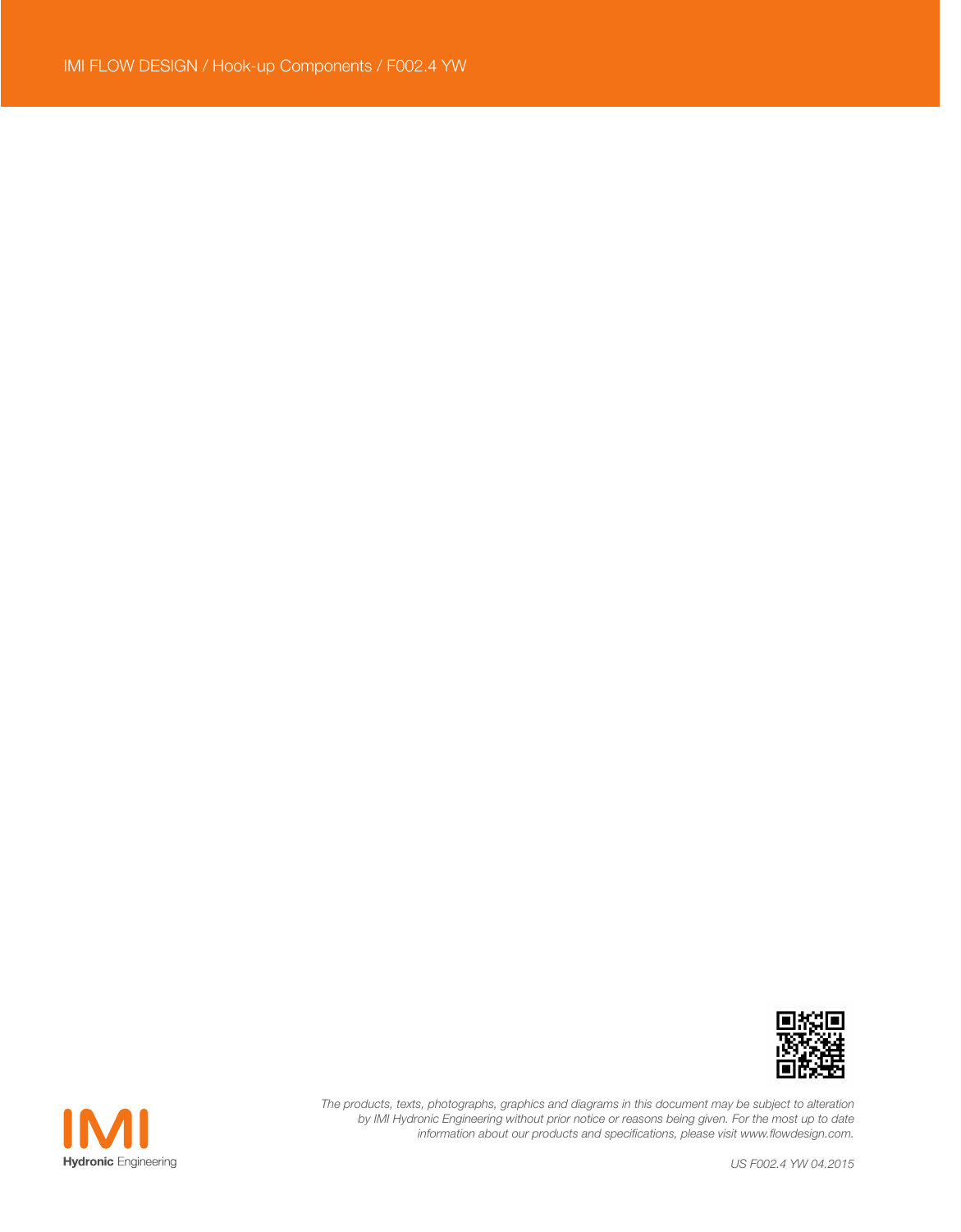*The products, texts, photographs, graphics and diagrams in this document may be subject to alteration by IMI Hydronic Engineering without prior notice or reasons being given. For the most up to date information about our products and specifications, please visit www.flowdesign.com.*

IMI Hydronic Engineering

*US F002.4 YW 04.2015*